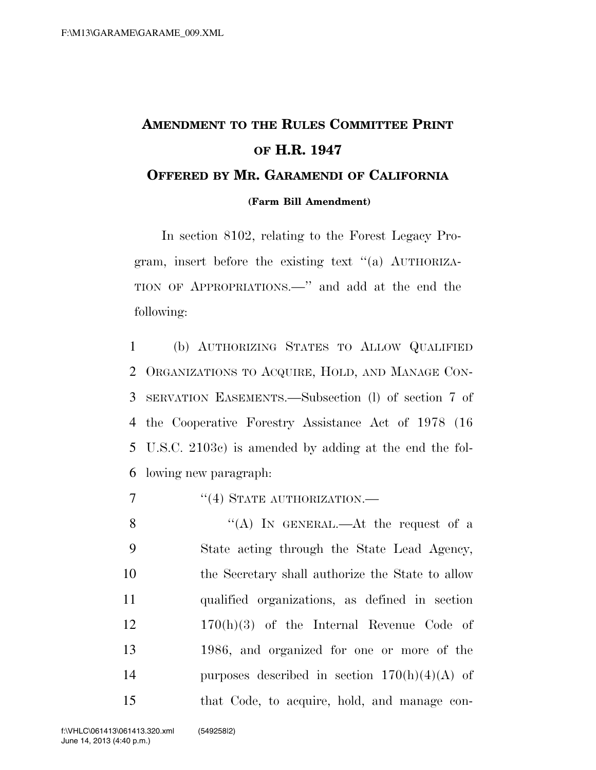# AMENDMENT TO THE RULES COMMITTEE PRINT OF H.R. 1947

## OFFERED BY MR. GARAMENDI OF CALIFORNIA

**(Farm Bill Amendment)**

In section 8102, relating to the Forest Legacy Program, insert before the existing text "(a) AUTHORIZATION OF APPROPRIATIONS.—" and add at the end the following:

1 (b) AUTHORIZING STATES TO ALLOW QUALIFIED
2 ORGANIZATIONS TO ACQUIRE, HOLD, AND MANAGE CON-
3 SERVATION EASEMENTS.—Subsection (l) of section 7 of
4 the Cooperative Forestry Assistance Act of 1978 (16
5 U.S.C. 2103c) is amended by adding at the end the fol-
6 lowing new paragraph:

7 "(4) STATE AUTHORIZATION.—

8 "(A) IN GENERAL.—At the request of a
9 State acting through the State Lead Agency,
10 the Secretary shall authorize the State to allow
11 qualified organizations, as defined in section
12 170(h)(3) of the Internal Revenue Code of
13 1986, and organized for one or more of the
14 purposes described in section 170(h)(4)(A) of
15 that Code, to acquire, hold, and manage con-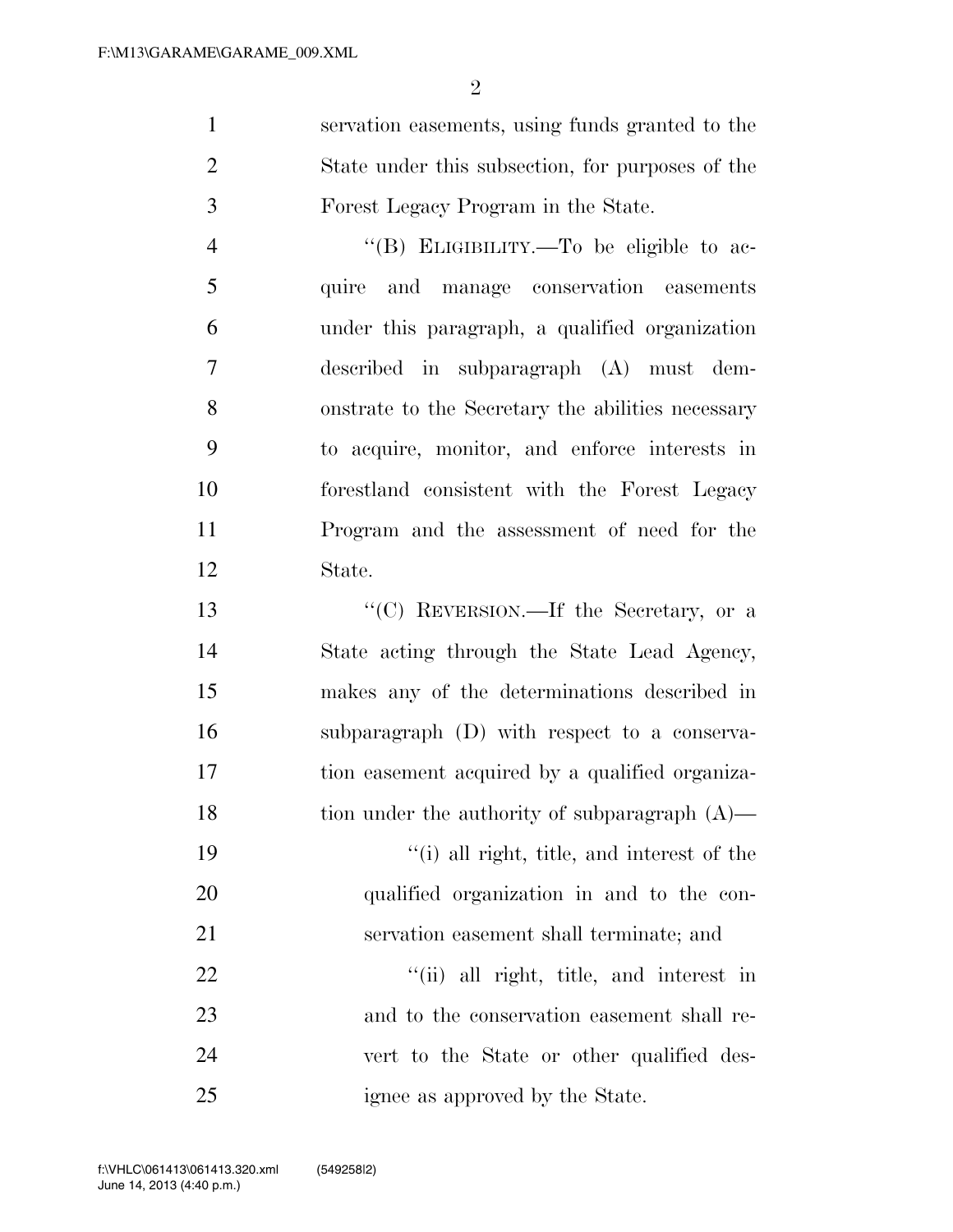servation easements, using funds granted to the State under this subsection, for purposes of the Forest Legacy Program in the State.

"(B) ELIGIBILITY.—To be eligible to acquire and manage conservation easements under this paragraph, a qualified organization described in subparagraph (A) must demonstrate to the Secretary the abilities necessary to acquire, monitor, and enforce interests in forestland consistent with the Forest Legacy Program and the assessment of need for the State.

"(C) REVERSION.—If the Secretary, or a State acting through the State Lead Agency, makes any of the determinations described in subparagraph (D) with respect to a conservation easement acquired by a qualified organization under the authority of subparagraph (A)—

"(i) all right, title, and interest of the qualified organization in and to the conservation easement shall terminate; and

"(ii) all right, title, and interest in and to the conservation easement shall revert to the State or other qualified designee as approved by the State.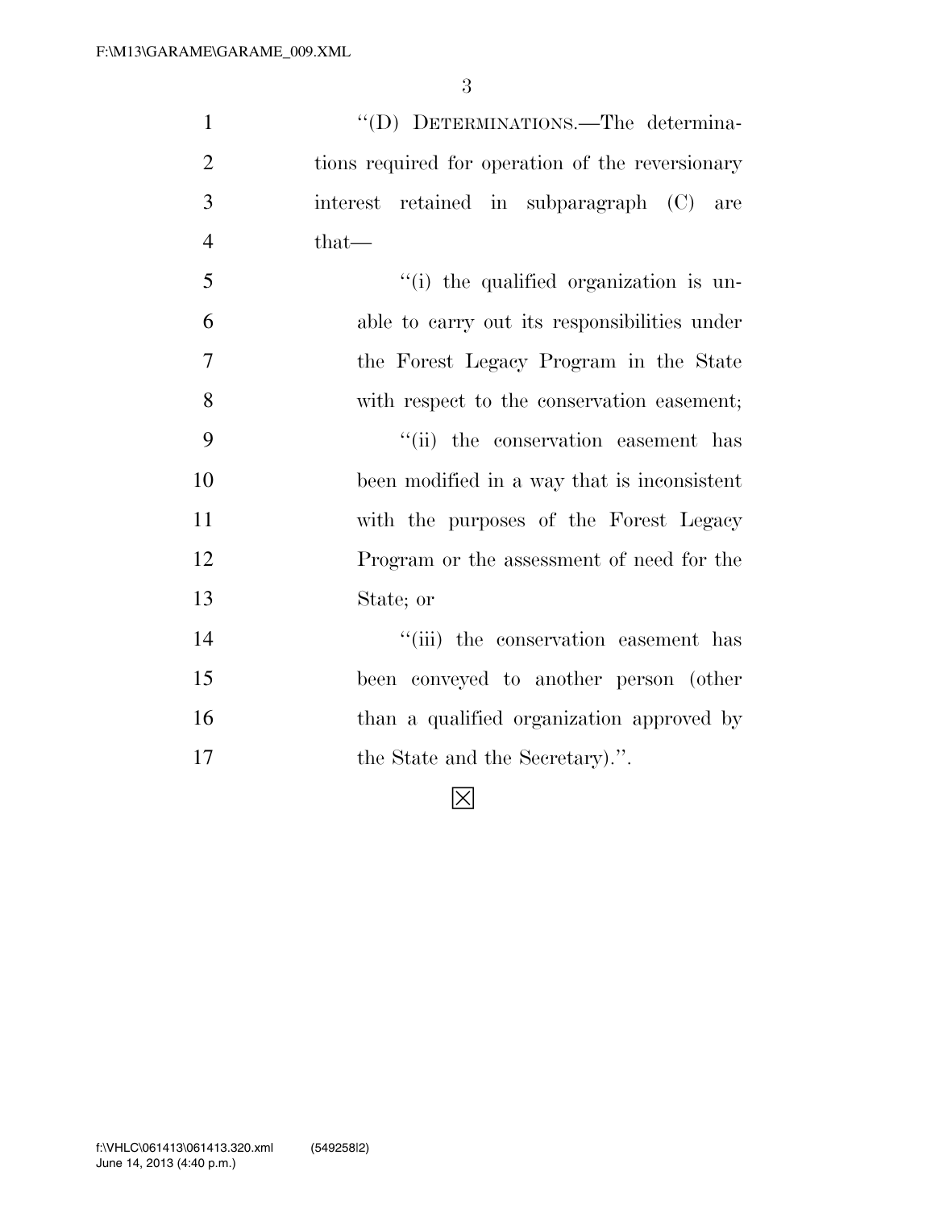''(D) DETERMINATIONS.—The determinations required for operation of the reversionary interest retained in subparagraph (C) are that—

''(i) the qualified organization is unable to carry out its responsibilities under the Forest Legacy Program in the State with respect to the conservation easement;

''(ii) the conservation easement has been modified in a way that is inconsistent with the purposes of the Forest Legacy Program or the assessment of need for the State; or

''(iii) the conservation easement has been conveyed to another person (other than a qualified organization approved by the State and the Secretary).''.